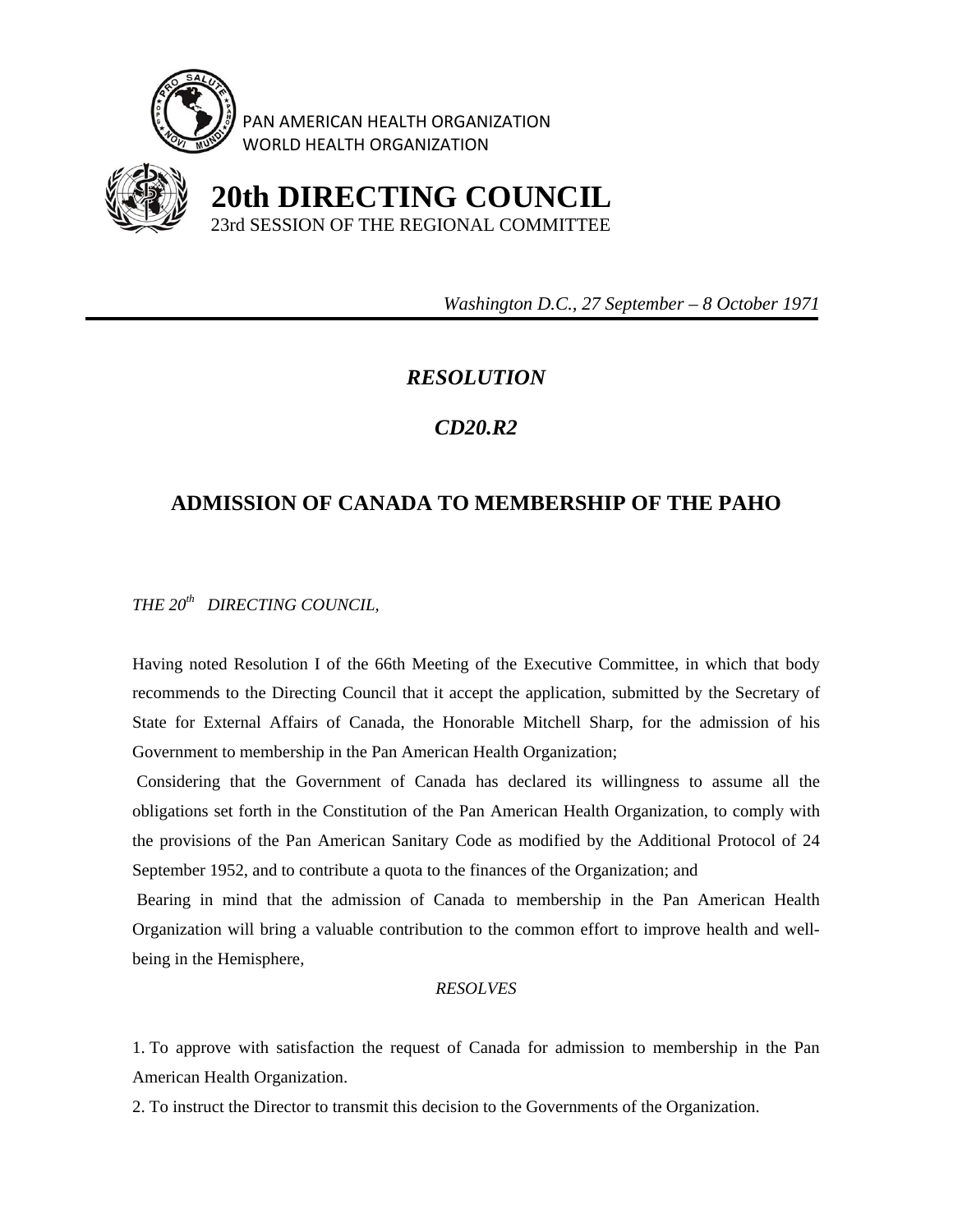PAN AMERICAN HEALTH ORGANIZATION
WORLD HEALTH ORGANIZATION

# 20th DIRECTING COUNCIL

23rd SESSION OF THE REGIONAL COMMITTEE

*Washington D.C., 27 September – 8 October 1971*

---

## *RESOLUTION*

## *CD20.R2*

## ADMISSION OF CANADA TO MEMBERSHIP OF THE PAHO

*THE 20th DIRECTING COUNCIL,*

Having noted Resolution I of the 66th Meeting of the Executive Committee, in which that body recommends to the Directing Council that it accept the application, submitted by the Secretary of State for External Affairs of Canada, the Honorable Mitchell Sharp, for the admission of his Government to membership in the Pan American Health Organization;

Considering that the Government of Canada has declared its willingness to assume all the obligations set forth in the Constitution of the Pan American Health Organization, to comply with the provisions of the Pan American Sanitary Code as modified by the Additional Protocol of 24 September 1952, and to contribute a quota to the finances of the Organization; and

Bearing in mind that the admission of Canada to membership in the Pan American Health Organization will bring a valuable contribution to the common effort to improve health and well-being in the Hemisphere,

*RESOLVES*

1. To approve with satisfaction the request of Canada for admission to membership in the Pan American Health Organization.
2. To instruct the Director to transmit this decision to the Governments of the Organization.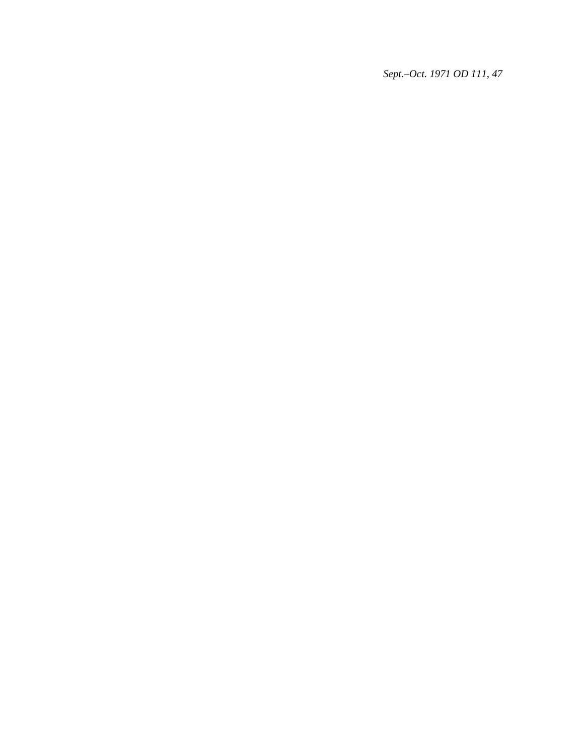*Sept.–Oct. 1971 OD 111, 47*